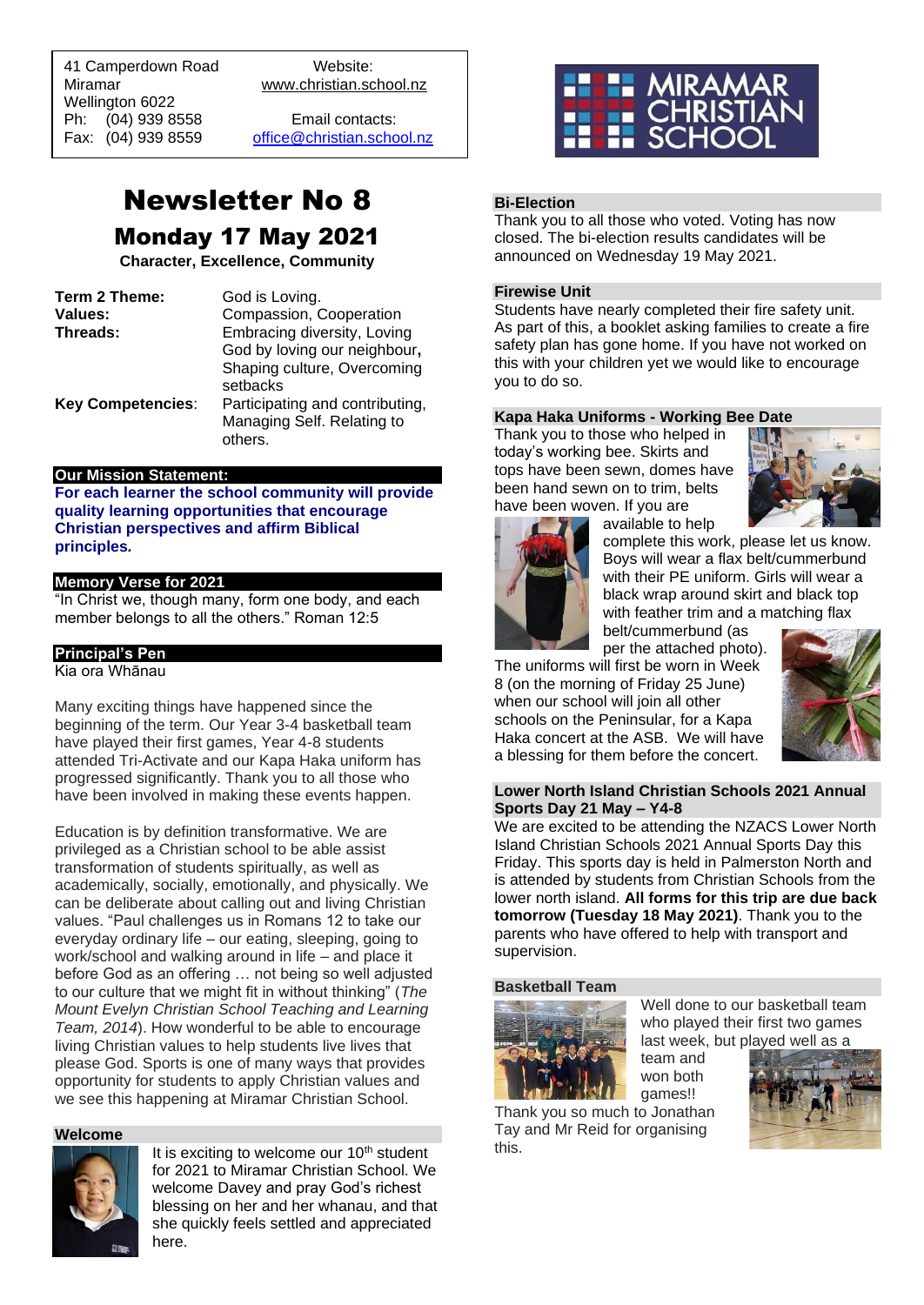41 Camperdown Road
Miramar
Wellington 6022
Ph: (04) 939 8558
Fax: (04) 939 8559

Website:
www.christian.school.nz

Email contacts:
office@christian.school.nz

MIRAMAR CHRISTIAN SCHOOL

# Newsletter No 8

## Monday 17 May 2021

**Character, Excellence, Community**

| | |
|---|---|
| **Term 2 Theme:** | God is Loving. |
| **Values:** | Compassion, Cooperation |
| **Threads:** | Embracing diversity, Loving God by loving our neighbour, Shaping culture, Overcoming setbacks |
| **Key Competencies**: | Participating and contributing, Managing Self. Relating to others. |

### Our Mission Statement:

**For each learner the school community will provide quality learning opportunities that encourage Christian perspectives and affirm Biblical principles.**

### Memory Verse for 2021

"In Christ we, though many, form one body, and each member belongs to all the others." Roman 12:5

### Principal's Pen

Kia ora Whānau

Many exciting things have happened since the beginning of the term. Our Year 3-4 basketball team have played their first games, Year 4-8 students attended Tri-Activate and our Kapa Haka uniform has progressed significantly. Thank you to all those who have been involved in making these events happen.

Education is by definition transformative. We are privileged as a Christian school to be able assist transformation of students spiritually, as well as academically, socially, emotionally, and physically. We can be deliberate about calling out and living Christian values. "Paul challenges us in Romans 12 to take our everyday ordinary life – our eating, sleeping, going to work/school and walking around in life – and place it before God as an offering … not being so well adjusted to our culture that we might fit in without thinking" (*The Mount Evelyn Christian School Teaching and Learning Team, 2014*). How wonderful to be able to encourage living Christian values to help students live lives that please God. Sports is one of many ways that provides opportunity for students to apply Christian values and we see this happening at Miramar Christian School.

### Welcome

It is exciting to welcome our 10th student for 2021 to Miramar Christian School. We welcome Davey and pray God's richest blessing on her and her whanau, and that she quickly feels settled and appreciated here.

### Bi-Election

Thank you to all those who voted. Voting has now closed. The bi-election results candidates will be announced on Wednesday 19 May 2021.

### Firewise Unit

Students have nearly completed their fire safety unit. As part of this, a booklet asking families to create a fire safety plan has gone home. If you have not worked on this with your children yet we would like to encourage you to do so.

### Kapa Haka Uniforms - Working Bee Date

Thank you to those who helped in today's working bee. Skirts and tops have been sewn, domes have been hand sewn on to trim, belts have been woven. If you are available to help complete this work, please let us know. Boys will wear a flax belt/cummerbund with their PE uniform. Girls will wear a black wrap around skirt and black top with feather trim and a matching flax belt/cummerbund (as per the attached photo). The uniforms will first be worn in Week 8 (on the morning of Friday 25 June) when our school will join all other schools on the Peninsular, for a Kapa Haka concert at the ASB. We will have a blessing for them before the concert.

### Lower North Island Christian Schools 2021 Annual Sports Day 21 May – Y4-8

We are excited to be attending the NZACS Lower North Island Christian Schools 2021 Annual Sports Day this Friday. This sports day is held in Palmerston North and is attended by students from Christian Schools from the lower north island. **All forms for this trip are due back tomorrow (Tuesday 18 May 2021)**. Thank you to the parents who have offered to help with transport and supervision.

### Basketball Team

Well done to our basketball team who played their first two games last week, but played well as a team and won both games!!

Thank you so much to Jonathan Tay and Mr Reid for organising this.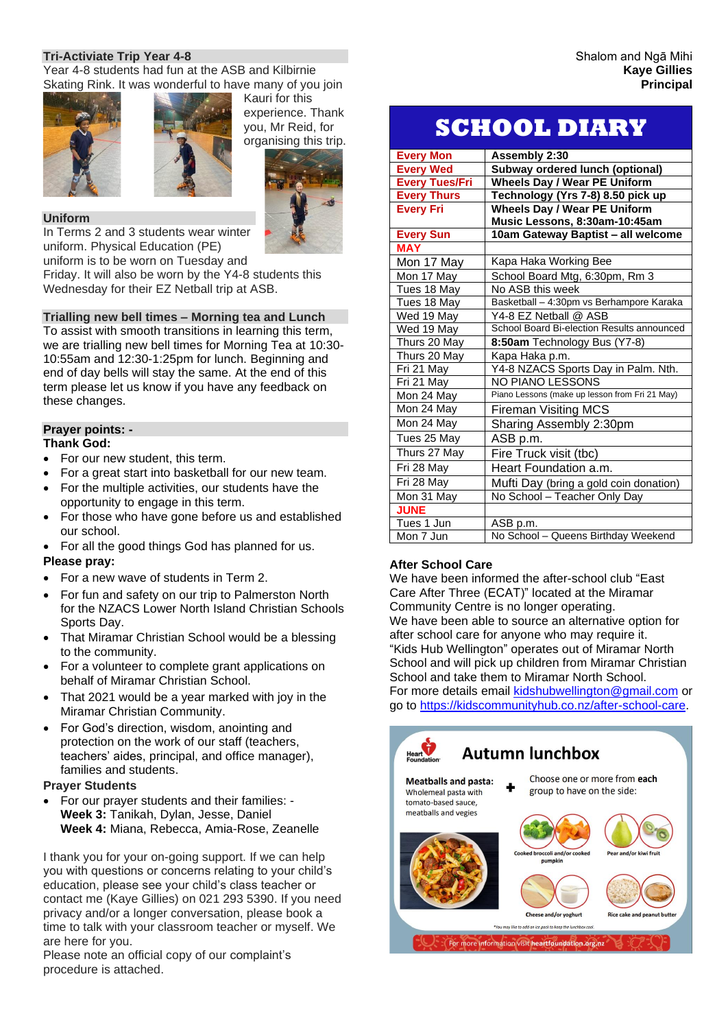## Tri-Activiate Trip Year 4-8

Year 4-8 students had fun at the ASB and Kilbirnie Skating Rink. It was wonderful to have many of you join Kauri for this experience. Thank you, Mr Reid, for organising this trip.

## Uniform

In Terms 2 and 3 students wear winter uniform. Physical Education (PE) uniform is to be worn on Tuesday and Friday. It will also be worn by the Y4-8 students this Wednesday for their EZ Netball trip at ASB.

## Trialling new bell times – Morning tea and Lunch

To assist with smooth transitions in learning this term, we are trialling new bell times for Morning Tea at 10:30-10:55am and 12:30-1:25pm for lunch. Beginning and end of day bells will stay the same. At the end of this term please let us know if you have any feedback on these changes.

## Prayer points: -

**Thank God:**

- For our new student, this term.
- For a great start into basketball for our new team.
- For the multiple activities, our students have the opportunity to engage in this term.
- For those who have gone before us and established our school.
- For all the good things God has planned for us.

**Please pray:**

- For a new wave of students in Term 2.
- For fun and safety on our trip to Palmerston North for the NZACS Lower North Island Christian Schools Sports Day.
- That Miramar Christian School would be a blessing to the community.
- For a volunteer to complete grant applications on behalf of Miramar Christian School.
- That 2021 would be a year marked with joy in the Miramar Christian Community.
- For God's direction, wisdom, anointing and protection on the work of our staff (teachers, teachers' aides, principal, and office manager), families and students.

**Prayer Students**

- For our prayer students and their families: -
  **Week 3:** Tanikah, Dylan, Jesse, Daniel
  **Week 4:** Miana, Rebecca, Amia-Rose, Zeanelle

I thank you for your on-going support. If we can help you with questions or concerns relating to your child's education, please see your child's class teacher or contact me (Kaye Gillies) on 021 293 5390. If you need privacy and/or a longer conversation, please book a time to talk with your classroom teacher or myself. We are here for you.

Please note an official copy of our complaint's procedure is attached.

Shalom and Ngā Mihi
**Kaye Gillies**
**Principal**

# SCHOOL DIARY

| | |
|---|---|
| **Every Mon** | **Assembly 2:30** |
| **Every Wed** | **Subway ordered lunch (optional)** |
| **Every Tues/Fri** | **Wheels Day / Wear PE Uniform** |
| **Every Thurs** | **Technology (Yrs 7-8) 8.50 pick up** |
| **Every Fri** | **Wheels Day / Wear PE Uniform Music Lessons, 8:30am-10:45am** |
| **Every Sun** | **10am Gateway Baptist – all welcome** |
| **MAY** | |
| Mon 17 May | Kapa Haka Working Bee |
| Mon 17 May | School Board Mtg, 6:30pm, Rm 3 |
| Tues 18 May | No ASB this week |
| Tues 18 May | Basketball – 4:30pm vs Berhampore Karaka |
| Wed 19 May | Y4-8 EZ Netball @ ASB |
| Wed 19 May | School Board Bi-election Results announced |
| Thurs 20 May | **8:50am** Technology Bus (Y7-8) |
| Thurs 20 May | Kapa Haka p.m. |
| Fri 21 May | Y4-8 NZACS Sports Day in Palm. Nth. |
| Fri 21 May | NO PIANO LESSONS |
| Mon 24 May | Piano Lessons (make up lesson from Fri 21 May) |
| Mon 24 May | Fireman Visiting MCS |
| Mon 24 May | Sharing Assembly 2:30pm |
| Tues 25 May | ASB p.m. |
| Thurs 27 May | Fire Truck visit (tbc) |
| Fri 28 May | Heart Foundation a.m. |
| Fri 28 May | Mufti Day (bring a gold coin donation) |
| Mon 31 May | No School – Teacher Only Day |
| **JUNE** | |
| Tues 1 Jun | ASB p.m. |
| Mon 7 Jun | No School – Queens Birthday Weekend |

## After School Care

We have been informed the after-school club "East Care After Three (ECAT)" located at the Miramar Community Centre is no longer operating.

We have been able to source an alternative option for after school care for anyone who may require it.

"Kids Hub Wellington" operates out of Miramar North School and will pick up children from Miramar Christian School and take them to Miramar North School.

For more details email kidshubwellington@gmail.com or go to https://kidscommunityhub.co.nz/after-school-care.

Heart Foundation

## Autumn lunchbox

**Meatballs and pasta:** Wholemeal pasta with tomato-based sauce, meatballs and vegies

\+ Choose one or more from **each** group to have on the side:

- Cooked broccoli and/or cooked pumpkin
- Pear and/or kiwi fruit
- Cheese and/or yoghurt
- Rice cake and peanut butter

*You may like to add an ice pack to keep the lunchbox cool.

For more information visit **heartfoundation.org.nz**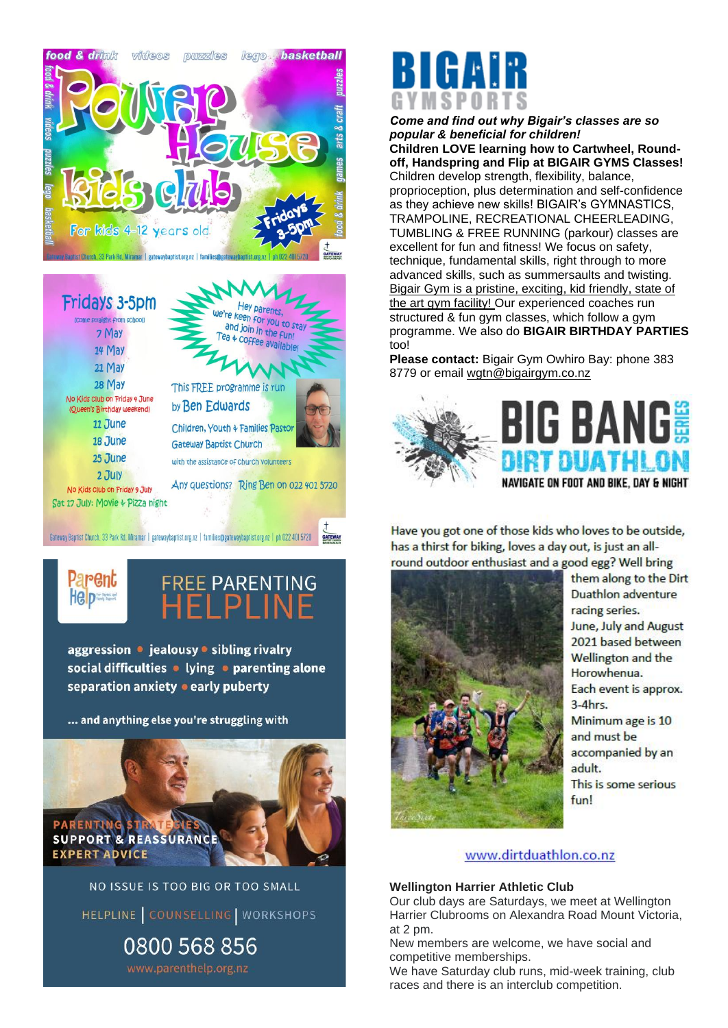food & drink · videos · puzzles · lego · basketball · arts & craft · games

# Power House kids club

For kids 4-12 years old

Fridays 3-5pm

Gateway Baptist Church, 33 Park Rd, Miramar | gatewaybaptist.org.nz | families@gatewaybaptist.org.nz | ph 022 401 5720

## Fridays 3-5pm

(come straight from school)

- 7 May
- 14 May
- 21 May
- 28 May
- No Kids club on Friday 4 June (Queen's Birthday weekend)
- 11 June
- 18 June
- 25 June
- 2 July
- No Kids club on Friday 9 July
- Sat 17 July: Movie + Pizza night

Hey parents, we're keen for you to stay and join in the fun! Tea + coffee available!

This FREE programme is run by Ben Edwards

Children, Youth + Families Pastor Gateway Baptist Church

with the assistance of church volunteers

Any questions? Ring Ben on 022 401 5720

Gateway Baptist Church, 33 Park Rd, Miramar | gatewaybaptist.org.nz | families@gatewaybaptist.org.nz | ph 022 401 5720

## Parent Help — FREE PARENTING HELPLINE

**aggression • jealousy • sibling rivalry social difficulties • lying • parenting alone separation anxiety • early puberty**

**... and anything else you're struggling with**

PARENTING STRATEGIES
SUPPORT & REASSURANCE
EXPERT ADVICE

NO ISSUE IS TOO BIG OR TOO SMALL

HELPLINE | COUNSELLING | WORKSHOPS

0800 568 856

www.parenthelp.org.nz

## BIGAIR GYMSPORTS

***Come and find out why Bigair's classes are so popular & beneficial for children!***

**Children LOVE learning how to Cartwheel, Round-off, Handspring and Flip at BIGAIR GYMS Classes!** Children develop strength, flexibility, balance, proprioception, plus determination and self-confidence as they achieve new skills! BIGAIR'S GYMNASTICS, TRAMPOLINE, RECREATIONAL CHEERLEADING, TUMBLING & FREE RUNNING (parkour) classes are excellent for fun and fitness! We focus on safety, technique, fundamental skills, right through to more advanced skills, such as summersaults and twisting. Bigair Gym is a pristine, exciting, kid friendly, state of the art gym facility! Our experienced coaches run structured & fun gym classes, which follow a gym programme. We also do **BIGAIR BIRTHDAY PARTIES** too!

**Please contact:** Bigair Gym Owhiro Bay: phone 383 8779 or email wgtn@bigairgym.co.nz

## BIG BANG SERIES DIRT DUATHLON

NAVIGATE ON FOOT AND BIKE, DAY & NIGHT

Have you got one of those kids who loves to be outside, has a thirst for biking, loves a day out, is just an all-round outdoor enthusiast and a good egg? Well bring them along to the Dirt Duathlon adventure racing series.

June, July and August 2021 based between Wellington and the Horowhenua.

Each event is approx. 3-4hrs.

Minimum age is 10 and must be accompanied by an adult.

This is some serious fun!

www.dirtduathlon.co.nz

### Wellington Harrier Athletic Club

Our club days are Saturdays, we meet at Wellington Harrier Clubrooms on Alexandra Road Mount Victoria, at 2 pm.

New members are welcome, we have social and competitive memberships.

We have Saturday club runs, mid-week training, club races and there is an interclub competition.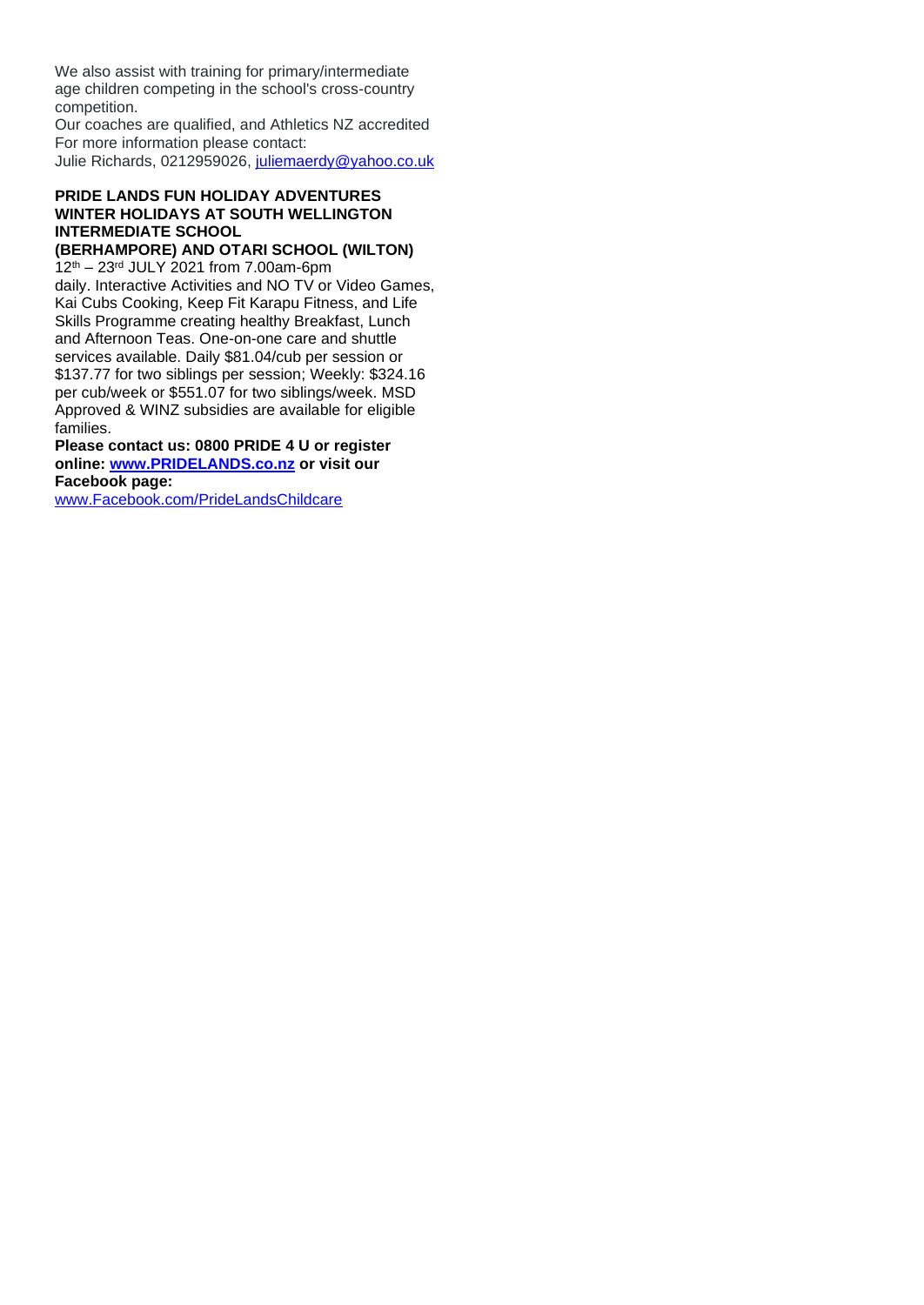We also assist with training for primary/intermediate age children competing in the school's cross-country competition.

Our coaches are qualified, and Athletics NZ accredited
For more information please contact:
Julie Richards, 0212959026, juliemaerdy@yahoo.co.uk

**PRIDE LANDS FUN HOLIDAY ADVENTURES WINTER HOLIDAYS AT SOUTH WELLINGTON INTERMEDIATE SCHOOL (BERHAMPORE) AND OTARI SCHOOL (WILTON)**

12th – 23rd JULY 2021 from 7.00am-6pm daily. Interactive Activities and NO TV or Video Games, Kai Cubs Cooking, Keep Fit Karapu Fitness, and Life Skills Programme creating healthy Breakfast, Lunch and Afternoon Teas. One-on-one care and shuttle services available. Daily $81.04/cub per session or $137.77 for two siblings per session; Weekly: $324.16 per cub/week or $551.07 for two siblings/week. MSD Approved & WINZ subsidies are available for eligible families.

**Please contact us: 0800 PRIDE 4 U or register online: www.PRIDELANDS.co.nz or visit our Facebook page:**
www.Facebook.com/PrideLandsChildcare